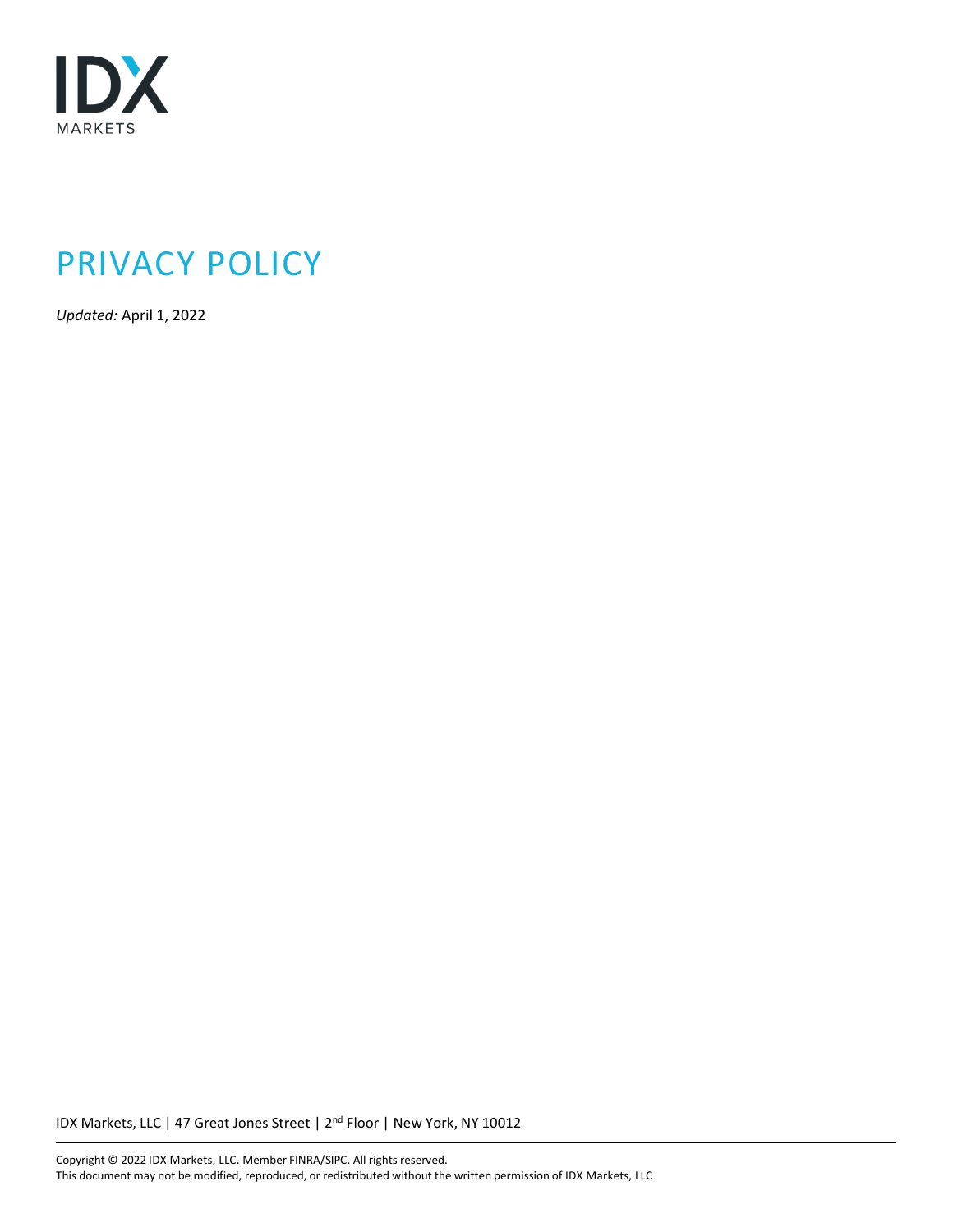IDX
MARKETS

# PRIVACY POLICY

*Updated:* April 1, 2022

IDX Markets, LLC | 47 Great Jones Street | 2nd Floor | New York, NY 10012

Copyright © 2022 IDX Markets, LLC. Member FINRA/SIPC. All rights reserved.
This document may not be modified, reproduced, or redistributed without the written permission of IDX Markets, LLC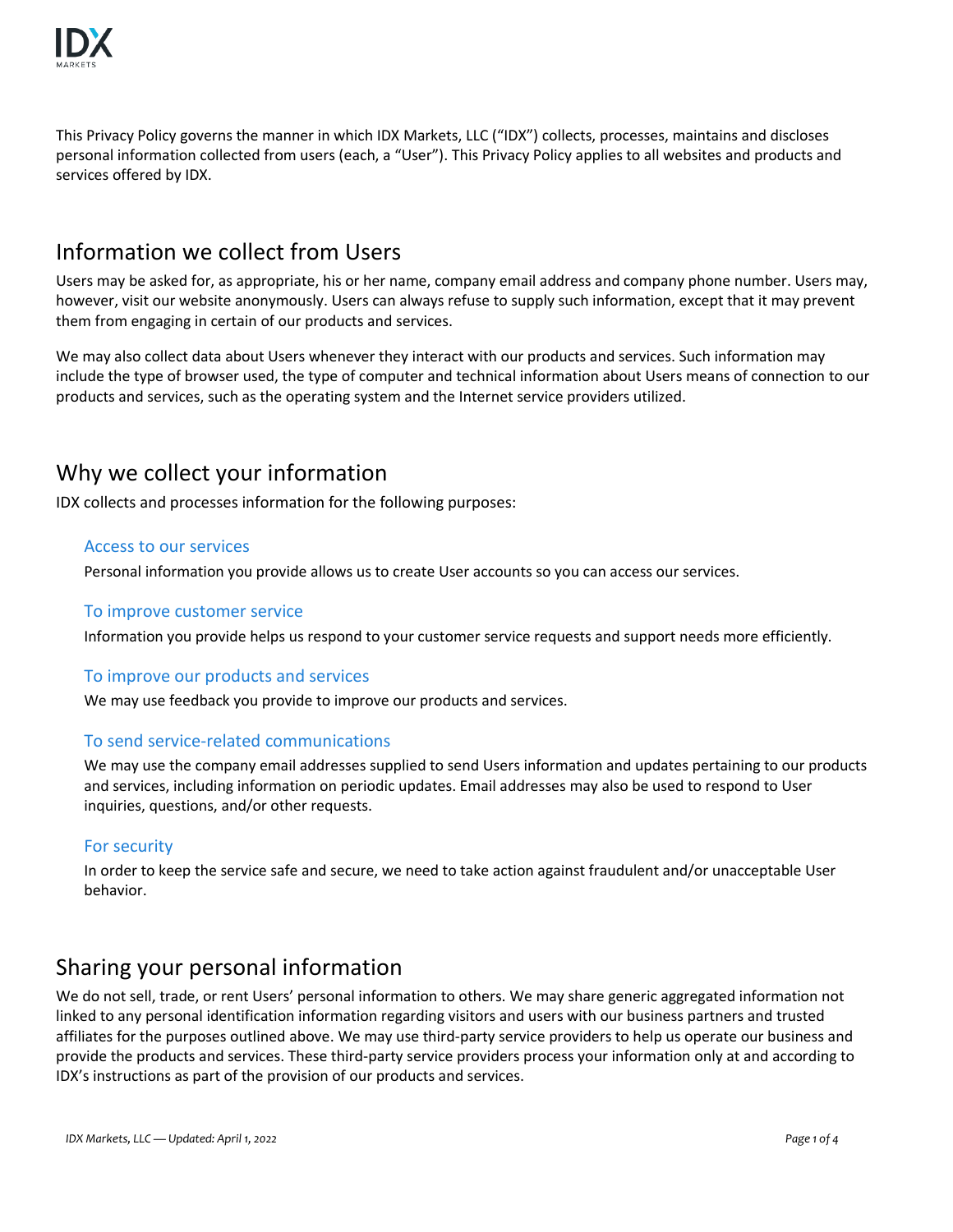This Privacy Policy governs the manner in which IDX Markets, LLC ("IDX") collects, processes, maintains and discloses personal information collected from users (each, a "User"). This Privacy Policy applies to all websites and products and services offered by IDX.

## Information we collect from Users

Users may be asked for, as appropriate, his or her name, company email address and company phone number. Users may, however, visit our website anonymously. Users can always refuse to supply such information, except that it may prevent them from engaging in certain of our products and services.

We may also collect data about Users whenever they interact with our products and services. Such information may include the type of browser used, the type of computer and technical information about Users means of connection to our products and services, such as the operating system and the Internet service providers utilized.

## Why we collect your information

IDX collects and processes information for the following purposes:

### Access to our services

Personal information you provide allows us to create User accounts so you can access our services.

### To improve customer service

Information you provide helps us respond to your customer service requests and support needs more efficiently.

### To improve our products and services

We may use feedback you provide to improve our products and services.

### To send service-related communications

We may use the company email addresses supplied to send Users information and updates pertaining to our products and services, including information on periodic updates. Email addresses may also be used to respond to User inquiries, questions, and/or other requests.

### For security

In order to keep the service safe and secure, we need to take action against fraudulent and/or unacceptable User behavior.

## Sharing your personal information

We do not sell, trade, or rent Users' personal information to others. We may share generic aggregated information not linked to any personal identification information regarding visitors and users with our business partners and trusted affiliates for the purposes outlined above. We may use third-party service providers to help us operate our business and provide the products and services. These third-party service providers process your information only at and according to IDX's instructions as part of the provision of our products and services.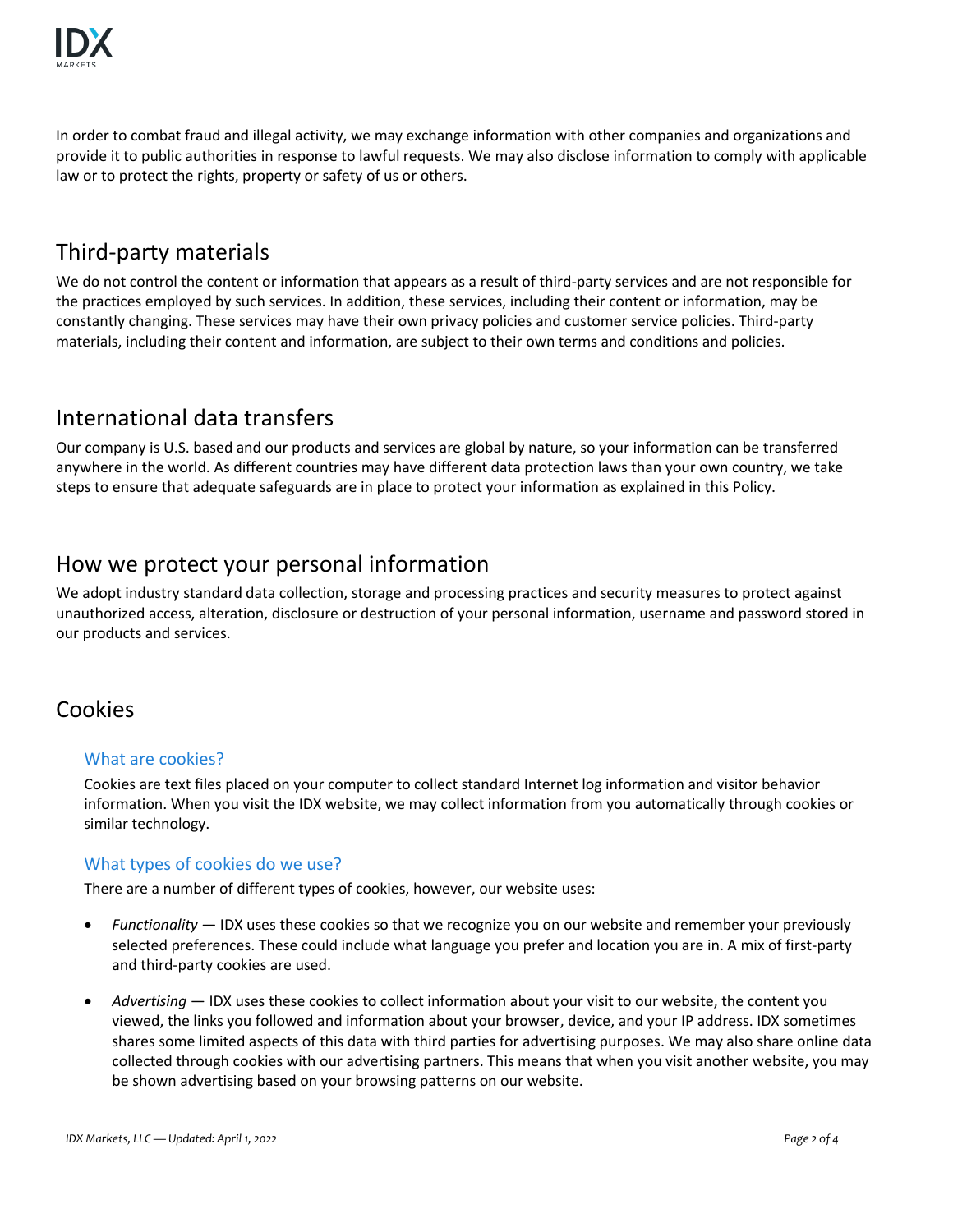In order to combat fraud and illegal activity, we may exchange information with other companies and organizations and provide it to public authorities in response to lawful requests. We may also disclose information to comply with applicable law or to protect the rights, property or safety of us or others.

## Third-party materials

We do not control the content or information that appears as a result of third-party services and are not responsible for the practices employed by such services. In addition, these services, including their content or information, may be constantly changing. These services may have their own privacy policies and customer service policies. Third-party materials, including their content and information, are subject to their own terms and conditions and policies.

## International data transfers

Our company is U.S. based and our products and services are global by nature, so your information can be transferred anywhere in the world. As different countries may have different data protection laws than your own country, we take steps to ensure that adequate safeguards are in place to protect your information as explained in this Policy.

## How we protect your personal information

We adopt industry standard data collection, storage and processing practices and security measures to protect against unauthorized access, alteration, disclosure or destruction of your personal information, username and password stored in our products and services.

## Cookies

### What are cookies?

Cookies are text files placed on your computer to collect standard Internet log information and visitor behavior information. When you visit the IDX website, we may collect information from you automatically through cookies or similar technology.

### What types of cookies do we use?

There are a number of different types of cookies, however, our website uses:

- *Functionality* — IDX uses these cookies so that we recognize you on our website and remember your previously selected preferences. These could include what language you prefer and location you are in. A mix of first-party and third-party cookies are used.
- *Advertising* — IDX uses these cookies to collect information about your visit to our website, the content you viewed, the links you followed and information about your browser, device, and your IP address. IDX sometimes shares some limited aspects of this data with third parties for advertising purposes. We may also share online data collected through cookies with our advertising partners. This means that when you visit another website, you may be shown advertising based on your browsing patterns on our website.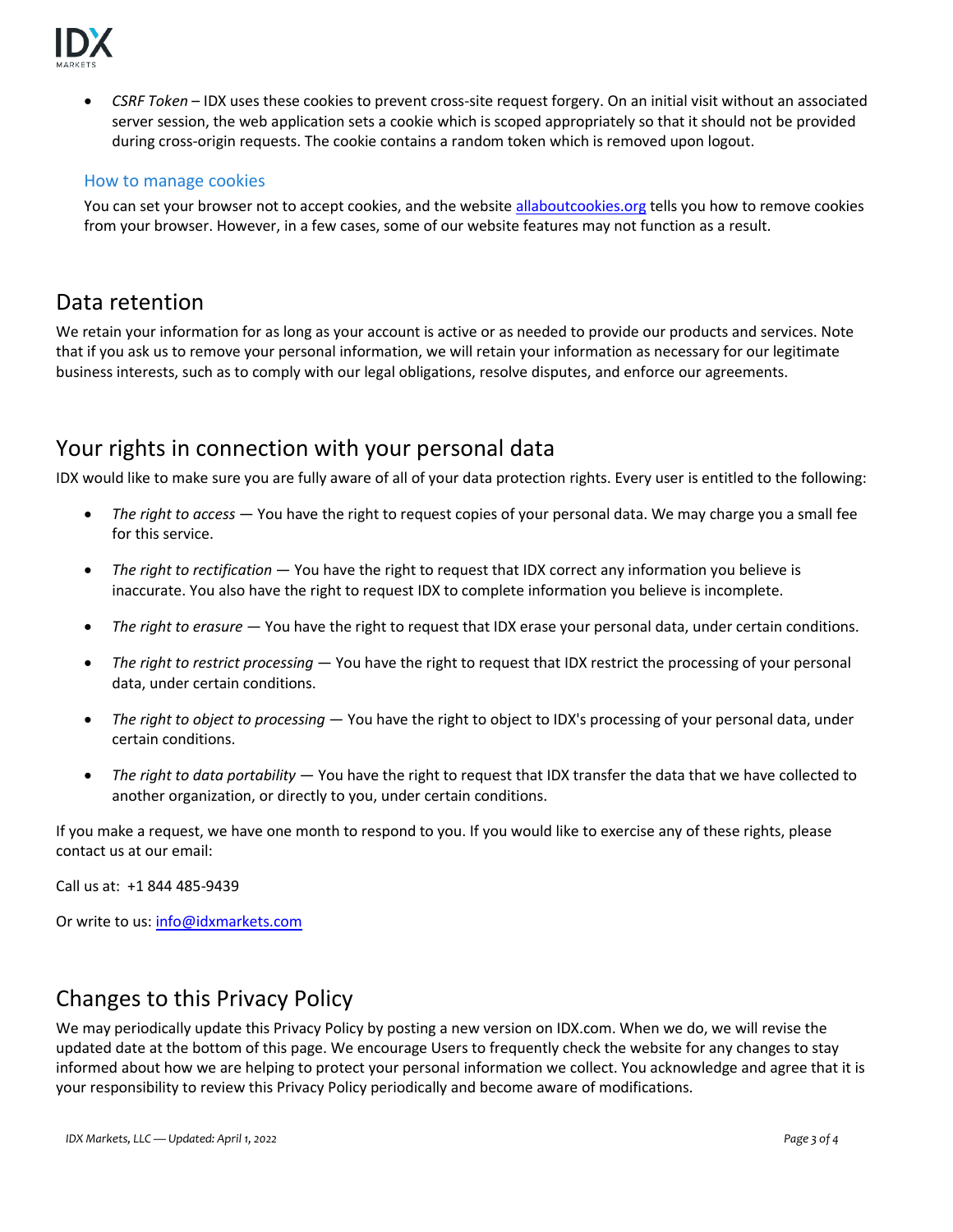- *CSRF Token* – IDX uses these cookies to prevent cross-site request forgery. On an initial visit without an associated server session, the web application sets a cookie which is scoped appropriately so that it should not be provided during cross-origin requests. The cookie contains a random token which is removed upon logout.

### How to manage cookies

You can set your browser not to accept cookies, and the website allaboutcookies.org tells you how to remove cookies from your browser. However, in a few cases, some of our website features may not function as a result.

## Data retention

We retain your information for as long as your account is active or as needed to provide our products and services. Note that if you ask us to remove your personal information, we will retain your information as necessary for our legitimate business interests, such as to comply with our legal obligations, resolve disputes, and enforce our agreements.

## Your rights in connection with your personal data

IDX would like to make sure you are fully aware of all of your data protection rights. Every user is entitled to the following:

- *The right to access* — You have the right to request copies of your personal data. We may charge you a small fee for this service.
- *The right to rectification* — You have the right to request that IDX correct any information you believe is inaccurate. You also have the right to request IDX to complete information you believe is incomplete.
- *The right to erasure* — You have the right to request that IDX erase your personal data, under certain conditions.
- *The right to restrict processing* — You have the right to request that IDX restrict the processing of your personal data, under certain conditions.
- *The right to object to processing* — You have the right to object to IDX's processing of your personal data, under certain conditions.
- *The right to data portability* — You have the right to request that IDX transfer the data that we have collected to another organization, or directly to you, under certain conditions.

If you make a request, we have one month to respond to you. If you would like to exercise any of these rights, please contact us at our email:

Call us at: +1 844 485-9439

Or write to us: info@idxmarkets.com

## Changes to this Privacy Policy

We may periodically update this Privacy Policy by posting a new version on IDX.com. When we do, we will revise the updated date at the bottom of this page. We encourage Users to frequently check the website for any changes to stay informed about how we are helping to protect your personal information we collect. You acknowledge and agree that it is your responsibility to review this Privacy Policy periodically and become aware of modifications.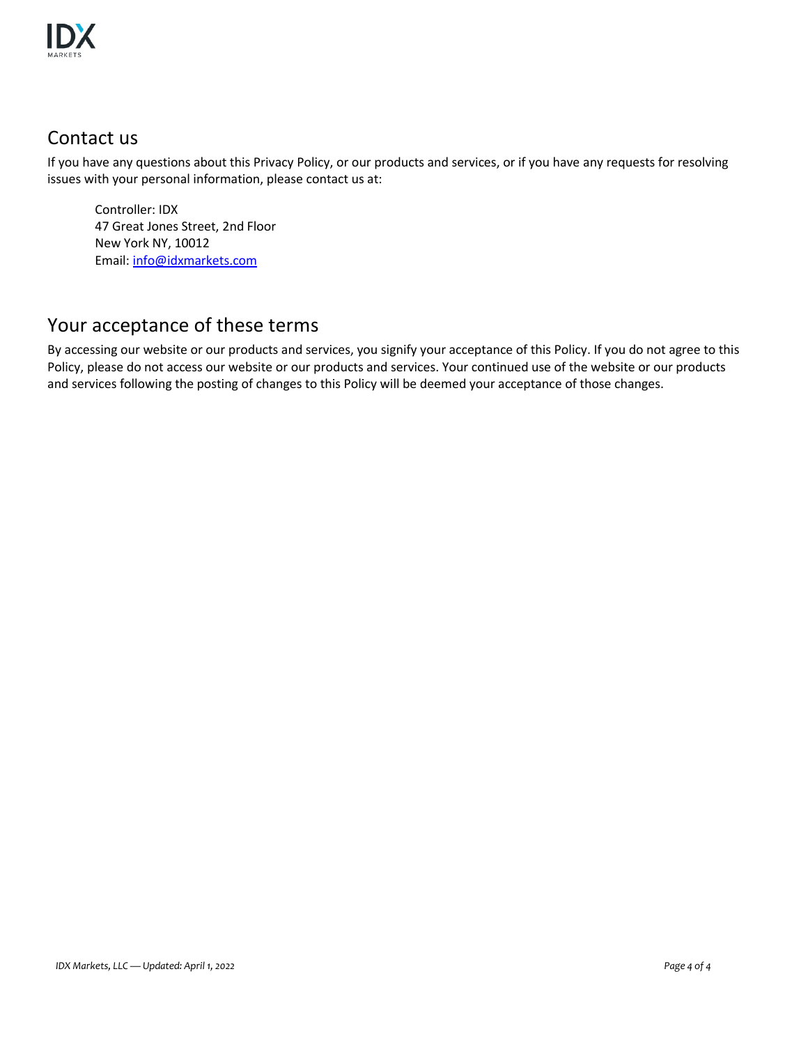## Contact us

If you have any questions about this Privacy Policy, or our products and services, or if you have any requests for resolving issues with your personal information, please contact us at:

Controller: IDX
47 Great Jones Street, 2nd Floor
New York NY, 10012
Email: info@idxmarkets.com

## Your acceptance of these terms

By accessing our website or our products and services, you signify your acceptance of this Policy. If you do not agree to this Policy, please do not access our website or our products and services. Your continued use of the website or our products and services following the posting of changes to this Policy will be deemed your acceptance of those changes.